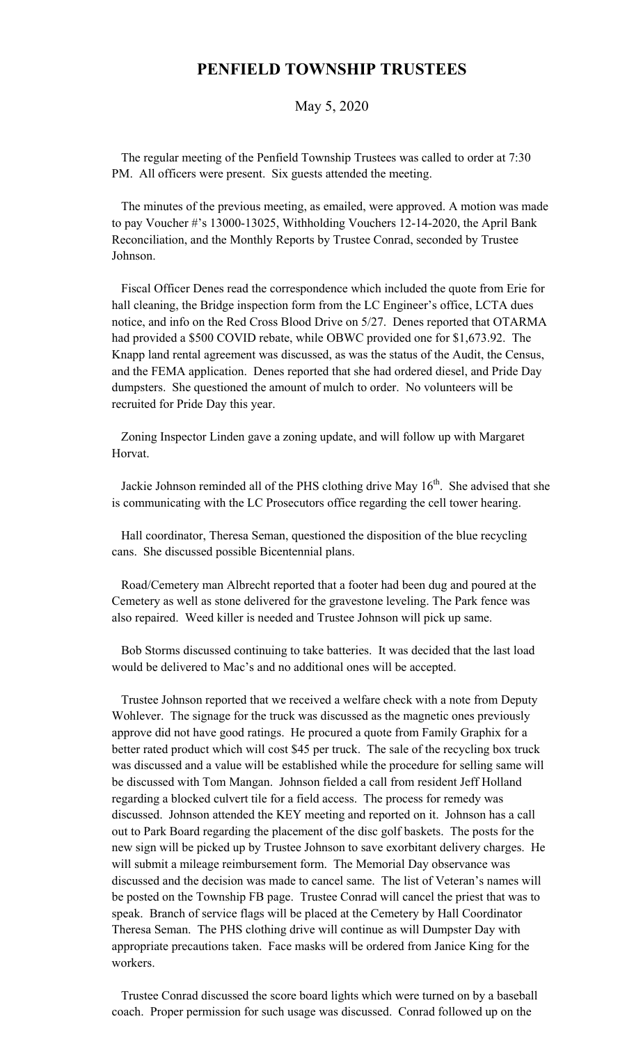# PENFIELD TOWNSHIP TRUSTEES

May 5, 2020

The regular meeting of the Penfield Township Trustees was called to order at 7:30 PM. All officers were present. Six guests attended the meeting.

The minutes of the previous meeting, as emailed, were approved. A motion was made to pay Voucher #'s 13000-13025, Withholding Vouchers 12-14-2020, the April Bank Reconciliation, and the Monthly Reports by Trustee Conrad, seconded by Trustee Johnson.

Fiscal Officer Denes read the correspondence which included the quote from Erie for hall cleaning, the Bridge inspection form from the LC Engineer's office, LCTA dues notice, and info on the Red Cross Blood Drive on 5/27. Denes reported that OTARMA had provided a $500 COVID rebate, while OBWC provided one for $1,673.92. The Knapp land rental agreement was discussed, as was the status of the Audit, the Census, and the FEMA application. Denes reported that she had ordered diesel, and Pride Day dumpsters. She questioned the amount of mulch to order. No volunteers will be recruited for Pride Day this year.

Zoning Inspector Linden gave a zoning update, and will follow up with Margaret Horvat.

Jackie Johnson reminded all of the PHS clothing drive May 16th. She advised that she is communicating with the LC Prosecutors office regarding the cell tower hearing.

Hall coordinator, Theresa Seman, questioned the disposition of the blue recycling cans. She discussed possible Bicentennial plans.

Road/Cemetery man Albrecht reported that a footer had been dug and poured at the Cemetery as well as stone delivered for the gravestone leveling. The Park fence was also repaired. Weed killer is needed and Trustee Johnson will pick up same.

Bob Storms discussed continuing to take batteries. It was decided that the last load would be delivered to Mac's and no additional ones will be accepted.

Trustee Johnson reported that we received a welfare check with a note from Deputy Wohlever. The signage for the truck was discussed as the magnetic ones previously approve did not have good ratings. He procured a quote from Family Graphix for a better rated product which will cost $45 per truck. The sale of the recycling box truck was discussed and a value will be established while the procedure for selling same will be discussed with Tom Mangan. Johnson fielded a call from resident Jeff Holland regarding a blocked culvert tile for a field access. The process for remedy was discussed. Johnson attended the KEY meeting and reported on it. Johnson has a call out to Park Board regarding the placement of the disc golf baskets. The posts for the new sign will be picked up by Trustee Johnson to save exorbitant delivery charges. He will submit a mileage reimbursement form. The Memorial Day observance was discussed and the decision was made to cancel same. The list of Veteran's names will be posted on the Township FB page. Trustee Conrad will cancel the priest that was to speak. Branch of service flags will be placed at the Cemetery by Hall Coordinator Theresa Seman. The PHS clothing drive will continue as will Dumpster Day with appropriate precautions taken. Face masks will be ordered from Janice King for the workers.

Trustee Conrad discussed the score board lights which were turned on by a baseball coach. Proper permission for such usage was discussed. Conrad followed up on the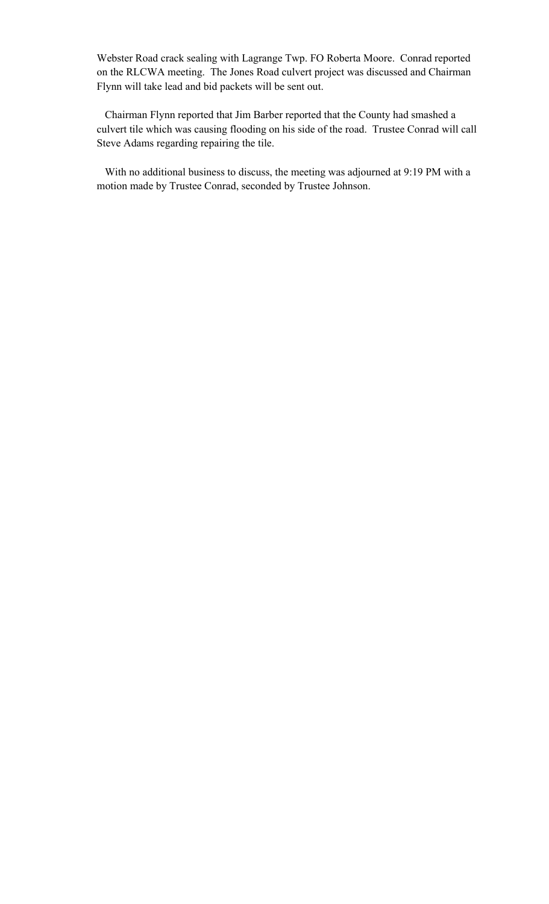Webster Road crack sealing with Lagrange Twp. FO Roberta Moore. Conrad reported on the RLCWA meeting. The Jones Road culvert project was discussed and Chairman Flynn will take lead and bid packets will be sent out.

Chairman Flynn reported that Jim Barber reported that the County had smashed a culvert tile which was causing flooding on his side of the road. Trustee Conrad will call Steve Adams regarding repairing the tile.

With no additional business to discuss, the meeting was adjourned at 9:19 PM with a motion made by Trustee Conrad, seconded by Trustee Johnson.